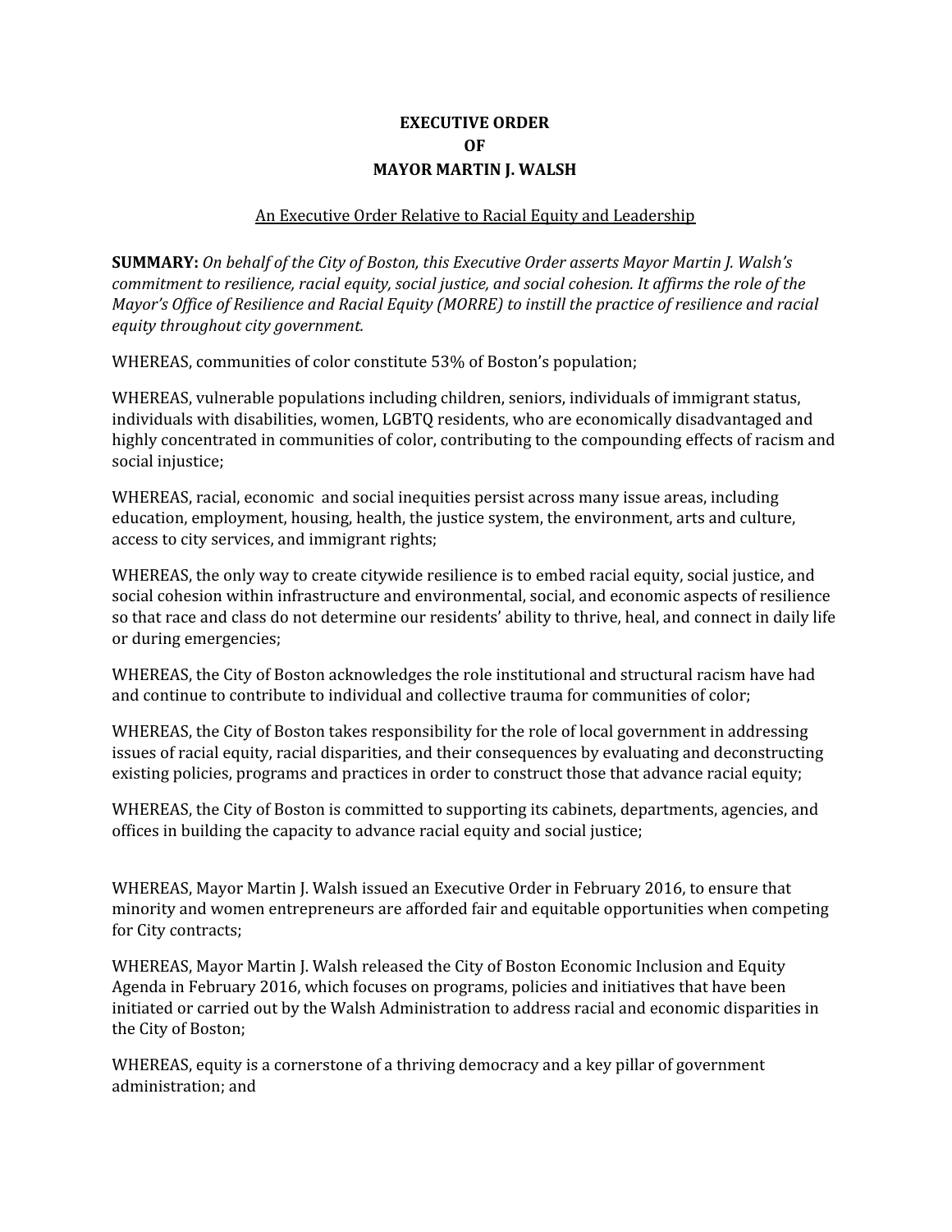**EXECUTIVE ORDER**
**OF**
**MAYOR MARTIN J. WALSH**

An Executive Order Relative to Racial Equity and Leadership

**SUMMARY:** *On behalf of the City of Boston, this Executive Order asserts Mayor Martin J. Walsh's commitment to resilience, racial equity, social justice, and social cohesion. It affirms the role of the Mayor's Office of Resilience and Racial Equity (MORRE) to instill the practice of resilience and racial equity throughout city government.*

WHEREAS, communities of color constitute 53% of Boston's population;

WHEREAS, vulnerable populations including children, seniors, individuals of immigrant status, individuals with disabilities, women, LGBTQ residents, who are economically disadvantaged and highly concentrated in communities of color, contributing to the compounding effects of racism and social injustice;

WHEREAS, racial, economic and social inequities persist across many issue areas, including education, employment, housing, health, the justice system, the environment, arts and culture, access to city services, and immigrant rights;

WHEREAS, the only way to create citywide resilience is to embed racial equity, social justice, and social cohesion within infrastructure and environmental, social, and economic aspects of resilience so that race and class do not determine our residents' ability to thrive, heal, and connect in daily life or during emergencies;

WHEREAS, the City of Boston acknowledges the role institutional and structural racism have had and continue to contribute to individual and collective trauma for communities of color;

WHEREAS, the City of Boston takes responsibility for the role of local government in addressing issues of racial equity, racial disparities, and their consequences by evaluating and deconstructing existing policies, programs and practices in order to construct those that advance racial equity;

WHEREAS, the City of Boston is committed to supporting its cabinets, departments, agencies, and offices in building the capacity to advance racial equity and social justice;

WHEREAS, Mayor Martin J. Walsh issued an Executive Order in February 2016, to ensure that minority and women entrepreneurs are afforded fair and equitable opportunities when competing for City contracts;

WHEREAS, Mayor Martin J. Walsh released the City of Boston Economic Inclusion and Equity Agenda in February 2016, which focuses on programs, policies and initiatives that have been initiated or carried out by the Walsh Administration to address racial and economic disparities in the City of Boston;

WHEREAS, equity is a cornerstone of a thriving democracy and a key pillar of government administration; and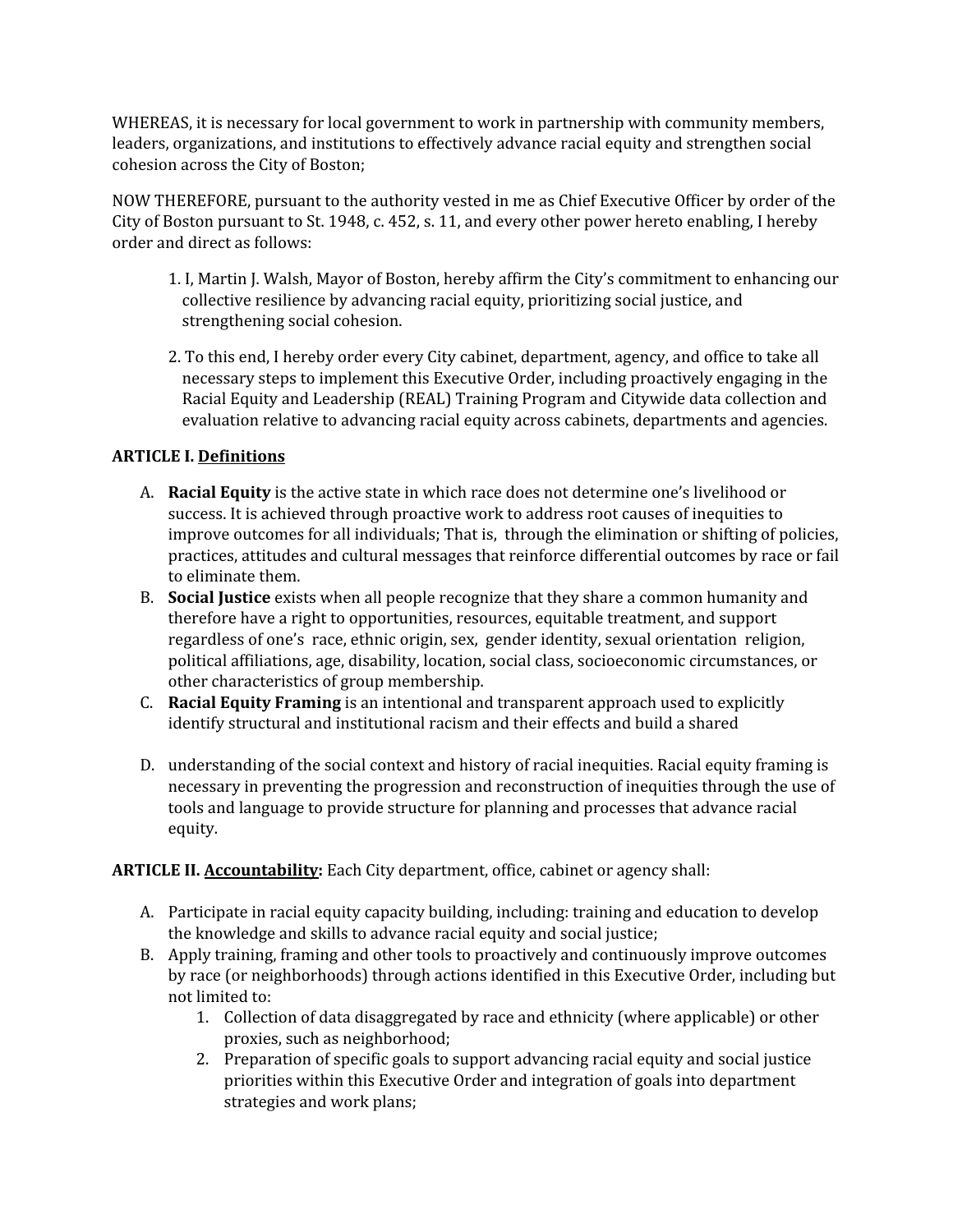WHEREAS, it is necessary for local government to work in partnership with community members, leaders, organizations, and institutions to effectively advance racial equity and strengthen social cohesion across the City of Boston;

NOW THEREFORE, pursuant to the authority vested in me as Chief Executive Officer by order of the City of Boston pursuant to St. 1948, c. 452, s. 11, and every other power hereto enabling, I hereby order and direct as follows:

1. I, Martin J. Walsh, Mayor of Boston, hereby affirm the City's commitment to enhancing our collective resilience by advancing racial equity, prioritizing social justice, and strengthening social cohesion.

2. To this end, I hereby order every City cabinet, department, agency, and office to take all necessary steps to implement this Executive Order, including proactively engaging in the Racial Equity and Leadership (REAL) Training Program and Citywide data collection and evaluation relative to advancing racial equity across cabinets, departments and agencies.

**ARTICLE I. <u>Definitions</u>**

A. **Racial Equity** is the active state in which race does not determine one's livelihood or success. It is achieved through proactive work to address root causes of inequities to improve outcomes for all individuals; That is, through the elimination or shifting of policies, practices, attitudes and cultural messages that reinforce differential outcomes by race or fail to eliminate them.
B. **Social Justice** exists when all people recognize that they share a common humanity and therefore have a right to opportunities, resources, equitable treatment, and support regardless of one's race, ethnic origin, sex, gender identity, sexual orientation religion, political affiliations, age, disability, location, social class, socioeconomic circumstances, or other characteristics of group membership.
C. **Racial Equity Framing** is an intentional and transparent approach used to explicitly identify structural and institutional racism and their effects and build a shared

D. understanding of the social context and history of racial inequities. Racial equity framing is necessary in preventing the progression and reconstruction of inequities through the use of tools and language to provide structure for planning and processes that advance racial equity.

**ARTICLE II. <u>Accountability</u>:** Each City department, office, cabinet or agency shall:

A. Participate in racial equity capacity building, including: training and education to develop the knowledge and skills to advance racial equity and social justice;
B. Apply training, framing and other tools to proactively and continuously improve outcomes by race (or neighborhoods) through actions identified in this Executive Order, including but not limited to:
    1. Collection of data disaggregated by race and ethnicity (where applicable) or other proxies, such as neighborhood;
    2. Preparation of specific goals to support advancing racial equity and social justice priorities within this Executive Order and integration of goals into department strategies and work plans;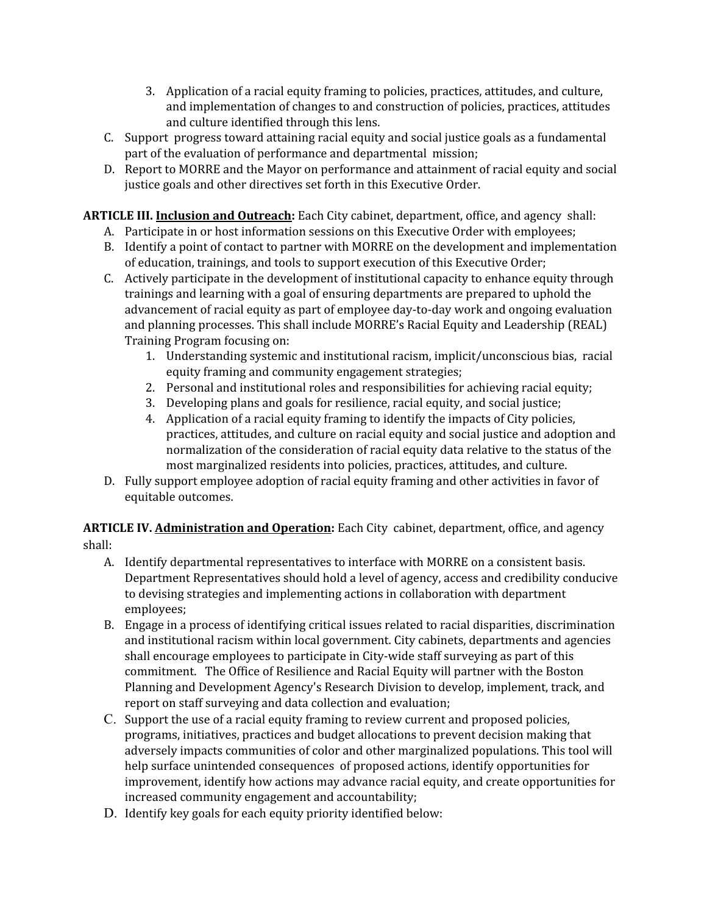3. Application of a racial equity framing to policies, practices, attitudes, and culture, and implementation of changes to and construction of policies, practices, attitudes and culture identified through this lens.

C. Support progress toward attaining racial equity and social justice goals as a fundamental part of the evaluation of performance and departmental mission;

D. Report to MORRE and the Mayor on performance and attainment of racial equity and social justice goals and other directives set forth in this Executive Order.

**ARTICLE III. <u>Inclusion and Outreach</u>:** Each City cabinet, department, office, and agency shall:

A. Participate in or host information sessions on this Executive Order with employees;

B. Identify a point of contact to partner with MORRE on the development and implementation of education, trainings, and tools to support execution of this Executive Order;

C. Actively participate in the development of institutional capacity to enhance equity through trainings and learning with a goal of ensuring departments are prepared to uphold the advancement of racial equity as part of employee day-to-day work and ongoing evaluation and planning processes. This shall include MORRE's Racial Equity and Leadership (REAL) Training Program focusing on:
   1. Understanding systemic and institutional racism, implicit/unconscious bias, racial equity framing and community engagement strategies;
   2. Personal and institutional roles and responsibilities for achieving racial equity;
   3. Developing plans and goals for resilience, racial equity, and social justice;
   4. Application of a racial equity framing to identify the impacts of City policies, practices, attitudes, and culture on racial equity and social justice and adoption and normalization of the consideration of racial equity data relative to the status of the most marginalized residents into policies, practices, attitudes, and culture.

D. Fully support employee adoption of racial equity framing and other activities in favor of equitable outcomes.

**ARTICLE IV. <u>Administration and Operation</u>:** Each City cabinet, department, office, and agency shall:

A. Identify departmental representatives to interface with MORRE on a consistent basis. Department Representatives should hold a level of agency, access and credibility conducive to devising strategies and implementing actions in collaboration with department employees;

B. Engage in a process of identifying critical issues related to racial disparities, discrimination and institutional racism within local government. City cabinets, departments and agencies shall encourage employees to participate in City-wide staff surveying as part of this commitment. The Office of Resilience and Racial Equity will partner with the Boston Planning and Development Agency's Research Division to develop, implement, track, and report on staff surveying and data collection and evaluation;

C. Support the use of a racial equity framing to review current and proposed policies, programs, initiatives, practices and budget allocations to prevent decision making that adversely impacts communities of color and other marginalized populations. This tool will help surface unintended consequences of proposed actions, identify opportunities for improvement, identify how actions may advance racial equity, and create opportunities for increased community engagement and accountability;

D. Identify key goals for each equity priority identified below: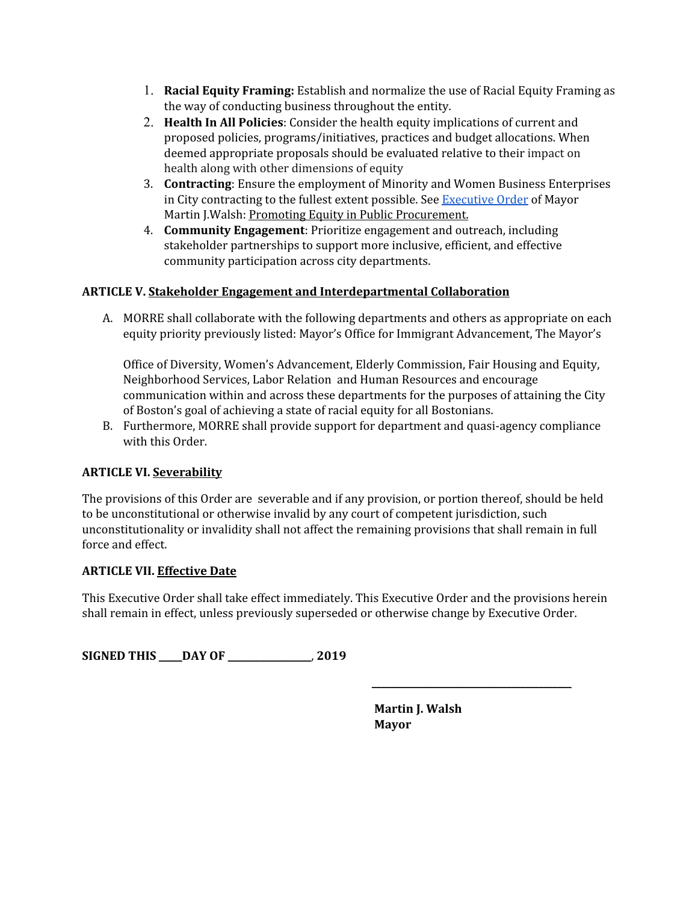1. **Racial Equity Framing:** Establish and normalize the use of Racial Equity Framing as the way of conducting business throughout the entity.
2. **Health In All Policies**: Consider the health equity implications of current and proposed policies, programs/initiatives, practices and budget allocations. When deemed appropriate proposals should be evaluated relative to their impact on health along with other dimensions of equity
3. **Contracting**: Ensure the employment of Minority and Women Business Enterprises in City contracting to the fullest extent possible. See Executive Order of Mayor Martin J.Walsh: Promoting Equity in Public Procurement.
4. **Community Engagement**: Prioritize engagement and outreach, including stakeholder partnerships to support more inclusive, efficient, and effective community participation across city departments.

**ARTICLE V. Stakeholder Engagement and Interdepartmental Collaboration**

A. MORRE shall collaborate with the following departments and others as appropriate on each equity priority previously listed: Mayor's Office for Immigrant Advancement, The Mayor's

   Office of Diversity, Women's Advancement, Elderly Commission, Fair Housing and Equity, Neighborhood Services, Labor Relation and Human Resources and encourage communication within and across these departments for the purposes of attaining the City of Boston's goal of achieving a state of racial equity for all Bostonians.

B. Furthermore, MORRE shall provide support for department and quasi-agency compliance with this Order.

**ARTICLE VI. Severability**

The provisions of this Order are severable and if any provision, or portion thereof, should be held to be unconstitutional or otherwise invalid by any court of competent jurisdiction, such unconstitutionality or invalidity shall not affect the remaining provisions that shall remain in full force and effect.

**ARTICLE VII. Effective Date**

This Executive Order shall take effect immediately. This Executive Order and the provisions herein shall remain in effect, unless previously superseded or otherwise change by Executive Order.

**SIGNED THIS \_\_\_\_DAY OF \_\_\_\_\_\_\_\_\_\_\_\_\_\_\_, 2019**

\_\_\_\_\_\_\_\_\_\_\_\_\_\_\_\_\_\_\_\_\_\_\_\_\_\_\_\_\_\_\_\_\_\_\_\_

**Martin J. Walsh**
**Mayor**